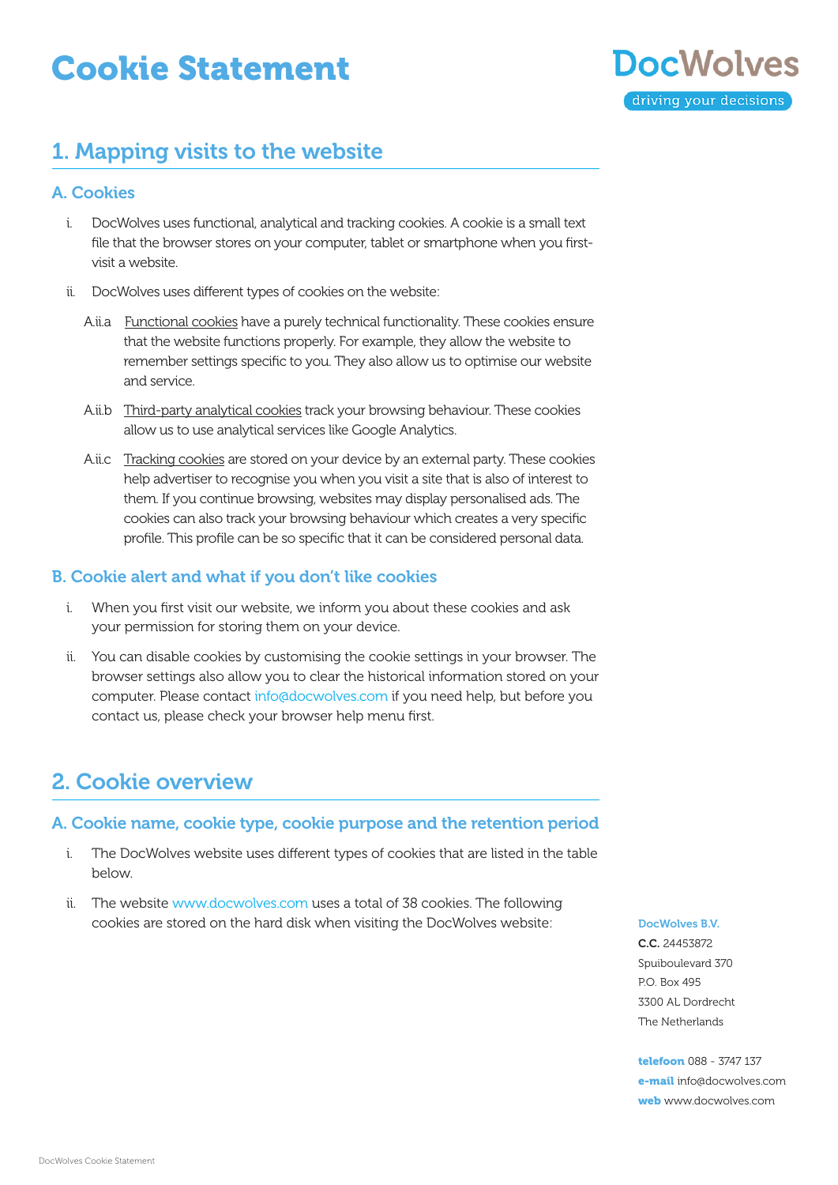# Cookie Statement

DocWolves
driving your decisions

## 1. Mapping visits to the website

### A. Cookies

i. DocWolves uses functional, analytical and tracking cookies. A cookie is a small text file that the browser stores on your computer, tablet or smartphone when you first-visit a website.

ii. DocWolves uses different types of cookies on the website:

A.ii.a Functional cookies have a purely technical functionality. These cookies ensure that the website functions properly. For example, they allow the website to remember settings specific to you. They also allow us to optimise our website and service.

A.ii.b Third-party analytical cookies track your browsing behaviour. These cookies allow us to use analytical services like Google Analytics.

A.ii.c Tracking cookies are stored on your device by an external party. These cookies help advertiser to recognise you when you visit a site that is also of interest to them. If you continue browsing, websites may display personalised ads. The cookies can also track your browsing behaviour which creates a very specific profile. This profile can be so specific that it can be considered personal data.

### B. Cookie alert and what if you don't like cookies

i. When you first visit our website, we inform you about these cookies and ask your permission for storing them on your device.

ii. You can disable cookies by customising the cookie settings in your browser. The browser settings also allow you to clear the historical information stored on your computer. Please contact info@docwolves.com if you need help, but before you contact us, please check your browser help menu first.

## 2. Cookie overview

### A. Cookie name, cookie type, cookie purpose and the retention period

i. The DocWolves website uses different types of cookies that are listed in the table below.

ii. The website www.docwolves.com uses a total of 38 cookies. The following cookies are stored on the hard disk when visiting the DocWolves website:

**DocWolves B.V.**
**C.C.** 24453872
Spuiboulevard 370
P.O. Box 495
3300 AL Dordrecht
The Netherlands

**telefoon** 088 - 3747 137
**e-mail** info@docwolves.com
**web** www.docwolves.com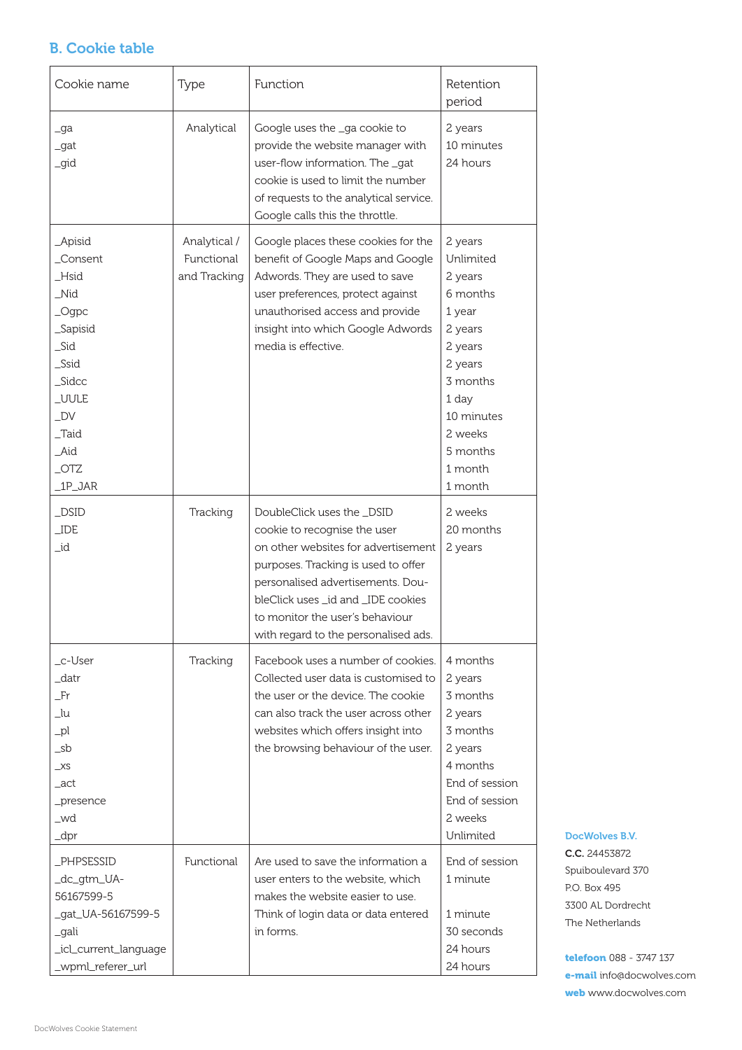## B. Cookie table

| Cookie name | Type | Function | Retention period |
|---|---|---|---|
| _ga<br>_gat<br>_gid | Analytical | Google uses the _ga cookie to provide the website manager with user-flow information. The _gat cookie is used to limit the number of requests to the analytical service. Google calls this the throttle. | 2 years<br>10 minutes<br>24 hours |
| _Apisid<br>_Consent<br>_Hsid<br>_Nid<br>_Ogpc<br>_Sapisid<br>_Sid<br>_Ssid<br>_Sidcc<br>_UULE<br>_DV<br>_Taid<br>_Aid<br>_OTZ<br>_1P_JAR | Analytical / Functional and Tracking | Google places these cookies for the benefit of Google Maps and Google Adwords. They are used to save user preferences, protect against unauthorised access and provide insight into which Google Adwords media is effective. | 2 years<br>Unlimited<br>2 years<br>6 months<br>1 year<br>2 years<br>2 years<br>2 years<br>3 months<br>1 day<br>10 minutes<br>2 weeks<br>5 months<br>1 month<br>1 month |
| _DSID<br>_IDE<br>_id | Tracking | DoubleClick uses the _DSID cookie to recognise the user on other websites for advertisement purposes. Tracking is used to offer personalised advertisements. DoubleClick uses _id and _IDE cookies to monitor the user's behaviour with regard to the personalised ads. | 2 weeks<br>20 months<br>2 years |
| _c-User<br>_datr<br>_Fr<br>_lu<br>_pl<br>_sb<br>_xs<br>_act<br>_presence<br>_wd<br>_dpr | Tracking | Facebook uses a number of cookies. Collected user data is customised to the user or the device. The cookie can also track the user across other websites which offers insight into the browsing behaviour of the user. | 4 months<br>2 years<br>3 months<br>2 years<br>3 months<br>2 years<br>4 months<br>End of session<br>End of session<br>2 weeks<br>Unlimited |
| _PHPSESSID<br>_dc_gtm_UA-56167599-5<br>_gat_UA-56167599-5<br>_gali<br>_icl_current_language<br>_wpml_referer_url | Functional | Are used to save the information a user enters to the website, which makes the website easier to use. Think of login data or data entered in forms. | End of session<br>1 minute<br>1 minute<br>30 seconds<br>24 hours<br>24 hours |

**DocWolves B.V.**
**C.C.** 24453872
Spuiboulevard 370
P.O. Box 495
3300 AL Dordrecht
The Netherlands

**telefoon** 088 - 3747 137
**e-mail** info@docwolves.com
**web** www.docwolves.com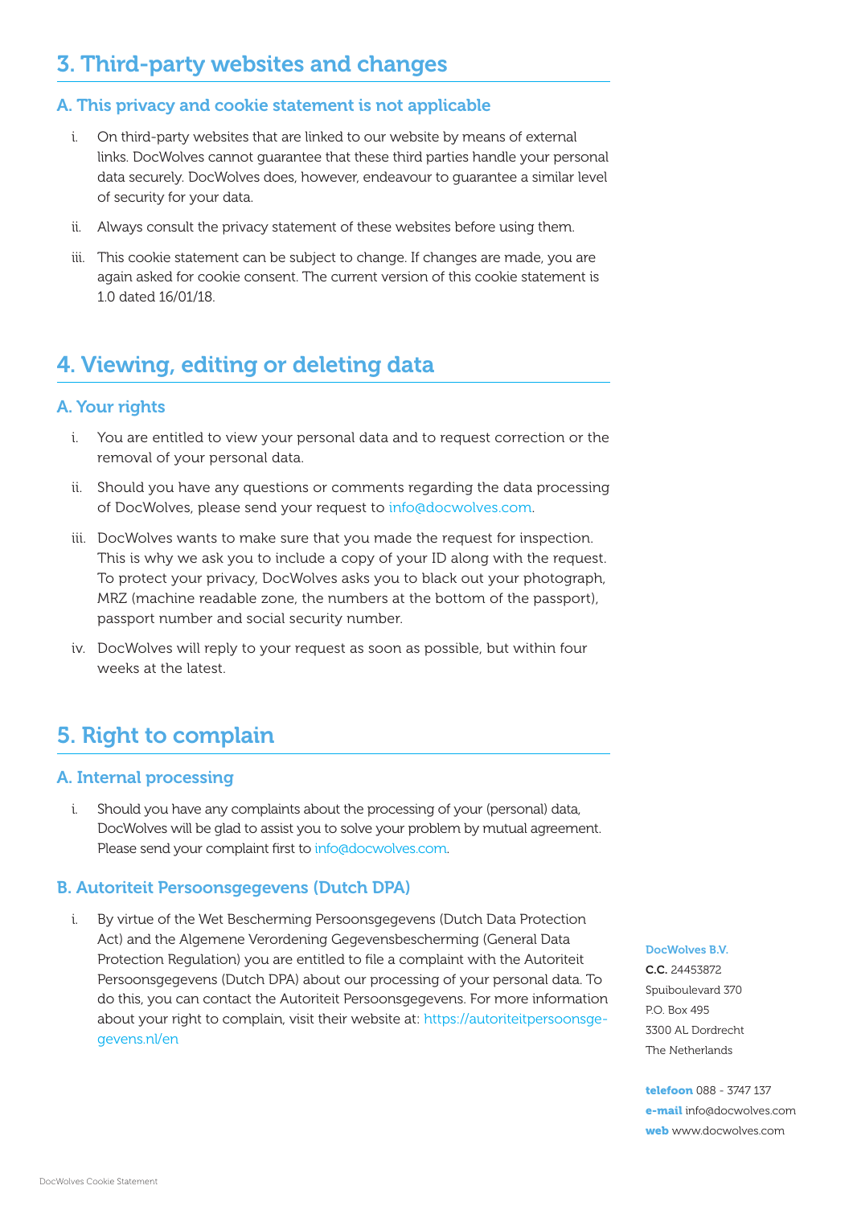## 3. Third-party websites and changes

### A. This privacy and cookie statement is not applicable

i. On third-party websites that are linked to our website by means of external links. DocWolves cannot guarantee that these third parties handle your personal data securely. DocWolves does, however, endeavour to guarantee a similar level of security for your data.

ii. Always consult the privacy statement of these websites before using them.

iii. This cookie statement can be subject to change. If changes are made, you are again asked for cookie consent. The current version of this cookie statement is 1.0 dated 16/01/18.

## 4. Viewing, editing or deleting data

### A. Your rights

i. You are entitled to view your personal data and to request correction or the removal of your personal data.

ii. Should you have any questions or comments regarding the data processing of DocWolves, please send your request to info@docwolves.com.

iii. DocWolves wants to make sure that you made the request for inspection. This is why we ask you to include a copy of your ID along with the request. To protect your privacy, DocWolves asks you to black out your photograph, MRZ (machine readable zone, the numbers at the bottom of the passport), passport number and social security number.

iv. DocWolves will reply to your request as soon as possible, but within four weeks at the latest.

## 5. Right to complain

### A. Internal processing

i. Should you have any complaints about the processing of your (personal) data, DocWolves will be glad to assist you to solve your problem by mutual agreement. Please send your complaint first to info@docwolves.com.

### B. Autoriteit Persoonsgegevens (Dutch DPA)

i. By virtue of the Wet Bescherming Persoonsgegevens (Dutch Data Protection Act) and the Algemene Verordening Gegevensbescherming (General Data Protection Regulation) you are entitled to file a complaint with the Autoriteit Persoonsgegevens (Dutch DPA) about our processing of your personal data. To do this, you can contact the Autoriteit Persoonsgegevens. For more information about your right to complain, visit their website at: https://autoriteitpersoonsgegevens.nl/en

**DocWolves B.V.**
**C.C.** 24453872
Spuiboulevard 370
P.O. Box 495
3300 AL Dordrecht
The Netherlands

**telefoon** 088 - 3747 137
**e-mail** info@docwolves.com
**web** www.docwolves.com